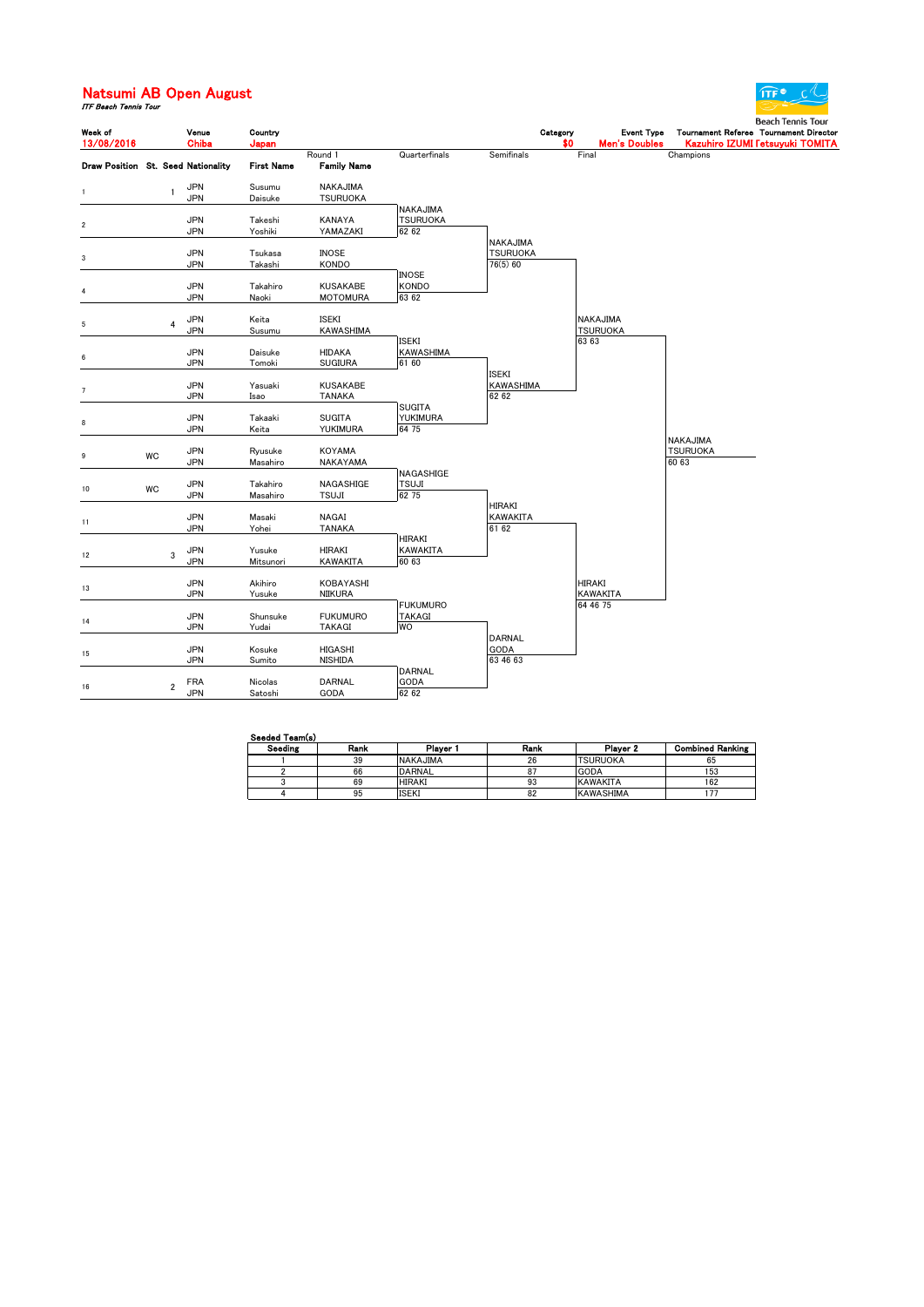# Natsumi AB Open August

*ITF Beach Tennis Tour*

Beach Tennis Tour

| Week of | Venue | Country | Category | Event Type | Tournament Referee | Tournament Director |
|---|---|---|---|---|---|---|
| 13/08/2016 | Chiba | Japan | $0 | Men's Doubles | Kazuhiro IZUMI | Tetsuyuki TOMITA |

| Draw Position | St. | Seed | Nationality | First Name | Family Name (Round 1) |
|---|---|---|---|---|---|
| 1 | | 1 | JPN / JPN | Susumu / Daisuke | NAKAJIMA / TSURUOKA |
| 2 | | | JPN / JPN | Takeshi / Yoshiki | KANAYA / YAMAZAKI |
| 3 | | | JPN / JPN | Tsukasa / Takashi | INOSE / KONDO |
| 4 | | | JPN / JPN | Takahiro / Naoki | KUSAKABE / MOTOMURA |
| 5 | | 4 | JPN / JPN | Keita / Susumu | ISEKI / KAWASHIMA |
| 6 | | | JPN / JPN | Daisuke / Tomoki | HIDAKA / SUGIURA |
| 7 | | | JPN / JPN | Yasuaki / Isao | KUSAKABE / TANAKA |
| 8 | | | JPN / JPN | Takaaki / Keita | SUGITA / YUKIMURA |
| 9 | WC | | JPN / JPN | Ryusuke / Masahiro | KOYAMA / NAKAYAMA |
| 10 | WC | | JPN / JPN | Takahiro / Masahiro | NAGASHIGE / TSUJI |
| 11 | | | JPN / JPN | Masaki / Yohei | NAGAI / TANAKA |
| 12 | | 3 | JPN / JPN | Yusuke / Mitsunori | HIRAKI / KAWAKITA |
| 13 | | | JPN / JPN | Akihiro / Yusuke | KOBAYASHI / NIIKURA |
| 14 | | | JPN / JPN | Shunsuke / Yudai | FUKUMURO / TAKAGI |
| 15 | | | JPN / JPN | Kosuke / Sumito | HIGASHI / NISHIDA |
| 16 | | 2 | FRA / JPN | Nicolas / Satoshi | DARNAL / GODA |

**Quarterfinals**

- NAKAJIMA / TSURUOKA 62 62
- INOSE / KONDO 63 62
- ISEKI / KAWASHIMA 61 60
- SUGITA / YUKIMURA 64 75
- NAGASHIGE / TSUJI 62 75
- HIRAKI / KAWAKITA 60 63
- FUKUMURO / TAKAGI WO
- DARNAL / GODA 62 62

**Semifinals**

- NAKAJIMA / TSURUOKA 76(5) 60
- ISEKI / KAWASHIMA 62 62
- HIRAKI / KAWAKITA 61 62
- DARNAL / GODA 63 46 63

**Final**

- NAKAJIMA / TSURUOKA 63 63
- HIRAKI / KAWAKITA 64 46 75

**Champions**

- NAKAJIMA / TSURUOKA 60 63

**Seeded Team(s)**

| Seeding | Rank | Player 1 | Rank | Player 2 | Combined Ranking |
|---|---|---|---|---|---|
| 1 | 39 | NAKAJIMA | 26 | TSURUOKA | 65 |
| 2 | 66 | DARNAL | 87 | GODA | 153 |
| 3 | 69 | HIRAKI | 93 | KAWAKITA | 162 |
| 4 | 95 | ISEKI | 82 | KAWASHIMA | 177 |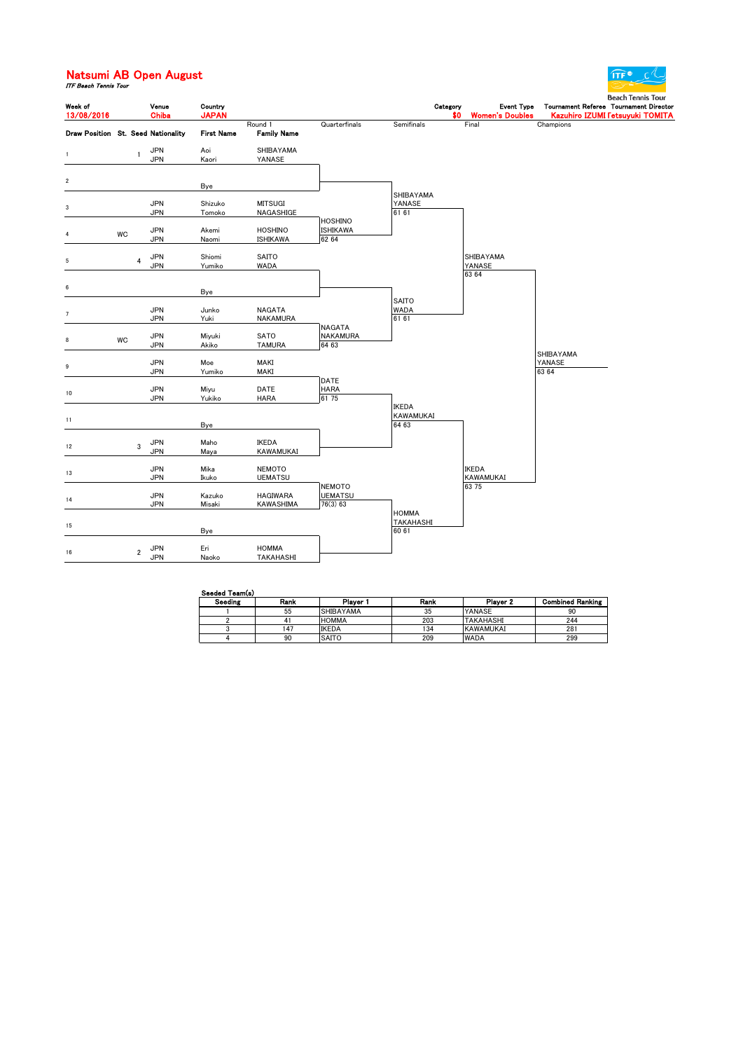# Natsumi AB Open August

*ITF Beach Tennis Tour*

Beach Tennis Tour

| Week of | Venue | Country | Category | Event Type | Tournament Referee | Tournament Director |
|---|---|---|---|---|---|---|
| 13/08/2016 | Chiba | JAPAN | $0 | Women's Doubles | Kazuhiro IZUMI | Tetsuyuki TOMITA |

| Draw Position | St. | Seed | Nationality | First Name | Family Name |
|---|---|---|---|---|---|
| 1 | | 1 | JPN / JPN | Aoi / Kaori | SHIBAYAMA / YANASE |
| 2 | | | | Bye | |
| 3 | | | JPN / JPN | Shizuko / Tomoko | MITSUGI / NAGASHIGE |
| 4 | WC | | JPN / JPN | Akemi / Naomi | HOSHINO / ISHIKAWA |
| 5 | | 4 | JPN / JPN | Shiomi / Yumiko | SAITO / WADA |
| 6 | | | | Bye | |
| 7 | | | JPN / JPN | Junko / Yuki | NAGATA / NAKAMURA |
| 8 | WC | | JPN / JPN | Miyuki / Akiko | SATO / TAMURA |
| 9 | | | JPN / JPN | Moe / Yumiko | MAKI / MAKI |
| 10 | | | JPN / JPN | Miyu / Yukiko | DATE / HARA |
| 11 | | | | Bye | |
| 12 | | 3 | JPN / JPN | Maho / Maya | IKEDA / KAWAMUKAI |
| 13 | | | JPN / JPN | Mika / Ikuko | NEMOTO / UEMATSU |
| 14 | | | JPN / JPN | Kazuko / Misaki | HAGIWARA / KAWASHIMA |
| 15 | | | | Bye | |
| 16 | | 2 | JPN / JPN | Eri / Naoko | HOMMA / TAKAHASHI |

**Round 1 / Quarterfinals**

- SHIBAYAMA / YANASE (Bye)
- HOSHINO / ISHIKAWA 62 64
- SAITO / WADA (Bye)
- NAGATA / NAKAMURA 64 63
- DATE / HARA 61 75
- IKEDA / KAWAMUKAI (Bye)
- NEMOTO / UEMATSU 76(3) 63
- HOMMA / TAKAHASHI (Bye)

**Semifinals**

- SHIBAYAMA / YANASE 61 61
- SAITO / WADA 61 61
- IKEDA / KAWAMUKAI 64 63
- HOMMA / TAKAHASHI 60 61

**Final**

- SHIBAYAMA / YANASE 63 64
- IKEDA / KAWAMUKAI 63 75

**Champions**

- SHIBAYAMA / YANASE 63 64

**Seeded Team(s)**

| Seeding | Rank | Player 1 | Rank | Player 2 | Combined Ranking |
|---|---|---|---|---|---|
| 1 | 55 | SHIBAYAMA | 35 | YANASE | 90 |
| 2 | 41 | HOMMA | 203 | TAKAHASHI | 244 |
| 3 | 147 | IKEDA | 134 | KAWAMUKAI | 281 |
| 4 | 90 | SAITO | 209 | WADA | 299 |